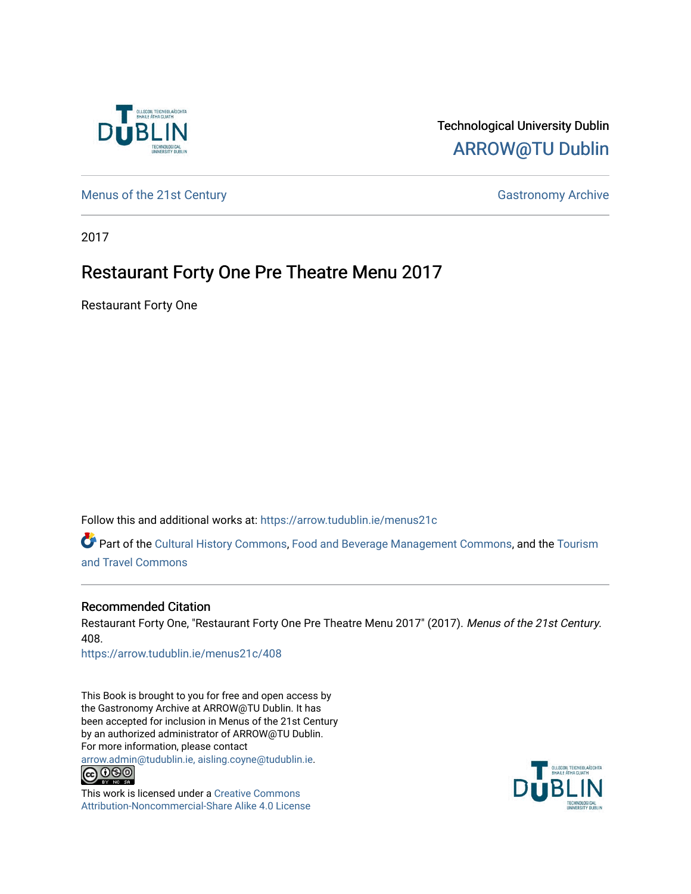Technological University Dublin
ARROW@TU Dublin

Menus of the 21st Century | Gastronomy Archive

2017

# Restaurant Forty One Pre Theatre Menu 2017

Restaurant Forty One

Follow this and additional works at: https://arrow.tudublin.ie/menus21c

Part of the Cultural History Commons, Food and Beverage Management Commons, and the Tourism and Travel Commons

## Recommended Citation

Restaurant Forty One, "Restaurant Forty One Pre Theatre Menu 2017" (2017). *Menus of the 21st Century*. 408.
https://arrow.tudublin.ie/menus21c/408

This Book is brought to you for free and open access by the Gastronomy Archive at ARROW@TU Dublin. It has been accepted for inclusion in Menus of the 21st Century by an authorized administrator of ARROW@TU Dublin. For more information, please contact arrow.admin@tudublin.ie, aisling.coyne@tudublin.ie.

This work is licensed under a Creative Commons Attribution-Noncommercial-Share Alike 4.0 License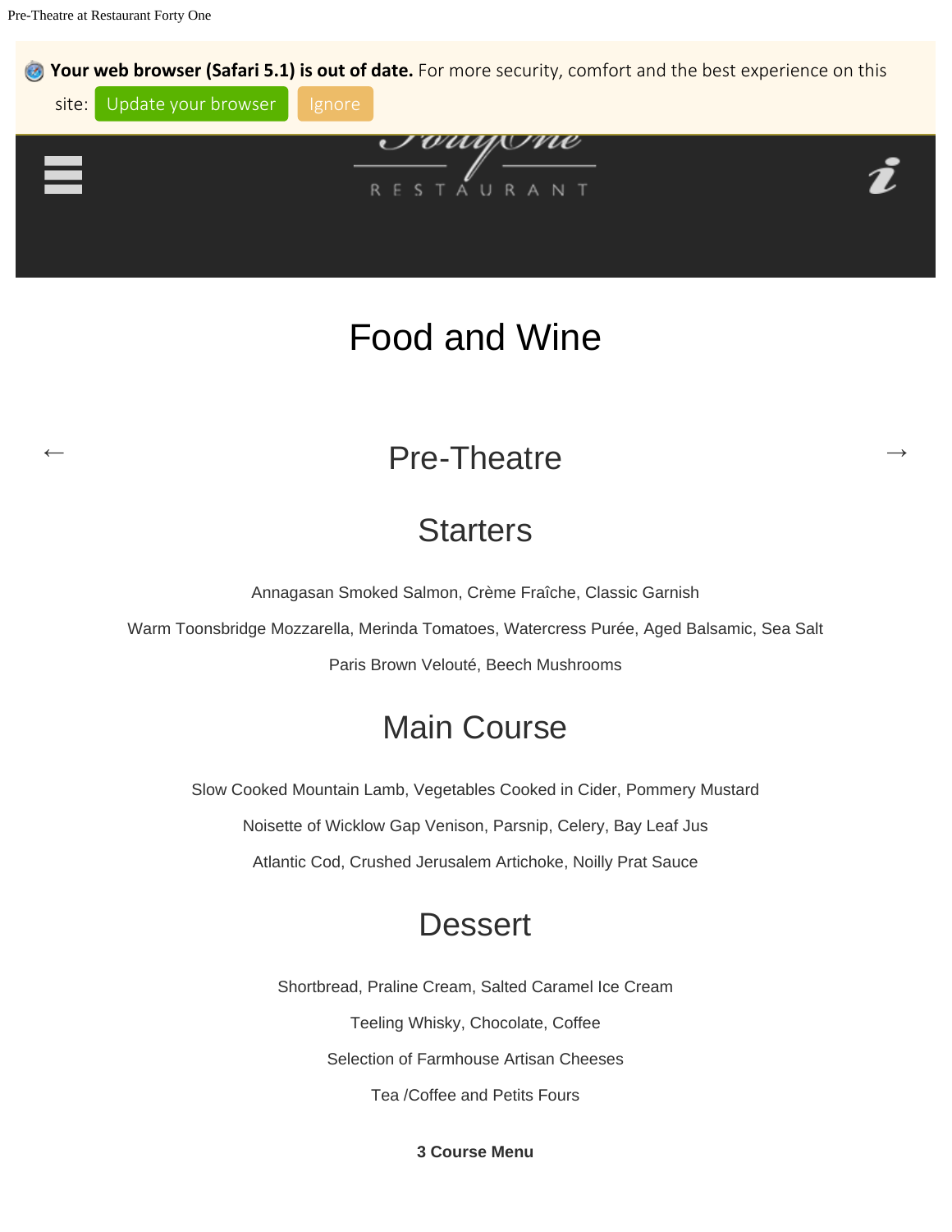**Your web browser (Safari 5.1) is out of date.** For more security, comfort and the best experience on this site: Update your browser Ignore

RESTAURANT

# Food and Wine

←

## Pre-Theatre

→

### Starters

Annagasan Smoked Salmon, Crème Fraîche, Classic Garnish

Warm Toonsbridge Mozzarella, Merinda Tomatoes, Watercress Purée, Aged Balsamic, Sea Salt

Paris Brown Velouté, Beech Mushrooms

### Main Course

Slow Cooked Mountain Lamb, Vegetables Cooked in Cider, Pommery Mustard

Noisette of Wicklow Gap Venison, Parsnip, Celery, Bay Leaf Jus

Atlantic Cod, Crushed Jerusalem Artichoke, Noilly Prat Sauce

### Dessert

Shortbread, Praline Cream, Salted Caramel Ice Cream

Teeling Whisky, Chocolate, Coffee

Selection of Farmhouse Artisan Cheeses

Tea /Coffee and Petits Fours

**3 Course Menu**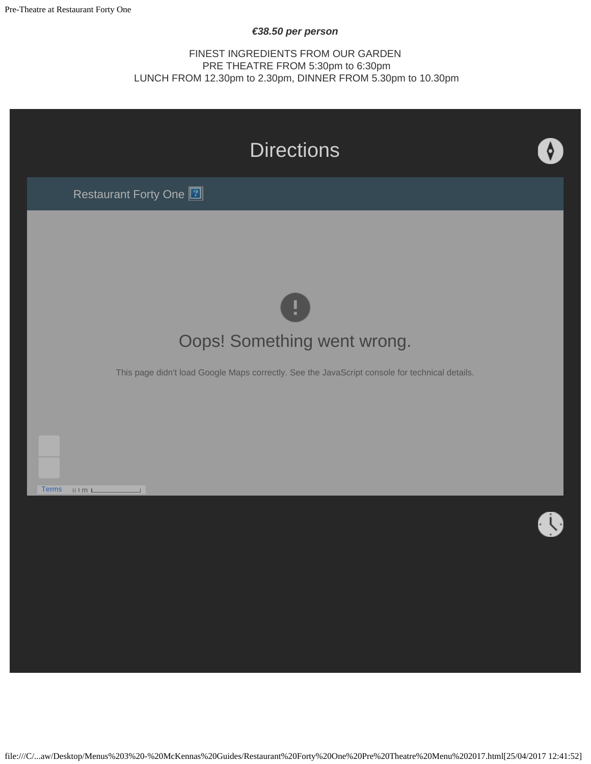***€38.50 per person***

FINEST INGREDIENTS FROM OUR GARDEN
PRE THEATRE FROM 5:30pm to 6:30pm
LUNCH FROM 12.30pm to 2.30pm, DINNER FROM 5.30pm to 10.30pm

## Directions

Restaurant Forty One

Oops! Something went wrong.

This page didn't load Google Maps correctly. See the JavaScript console for technical details.

Terms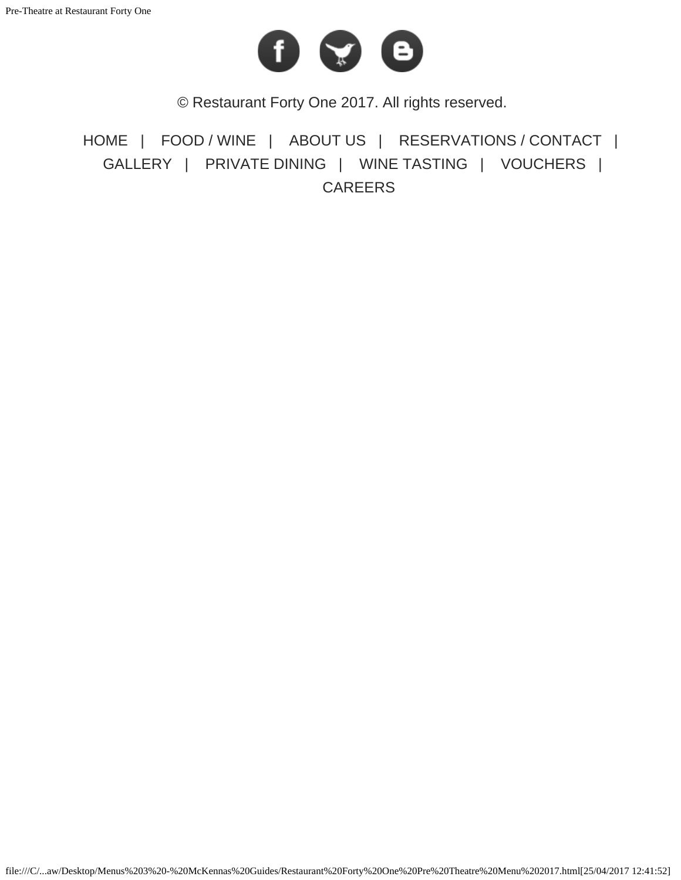© Restaurant Forty One 2017. All rights reserved.

HOME | FOOD / WINE | ABOUT US | RESERVATIONS / CONTACT | GALLERY | PRIVATE DINING | WINE TASTING | VOUCHERS | CAREERS